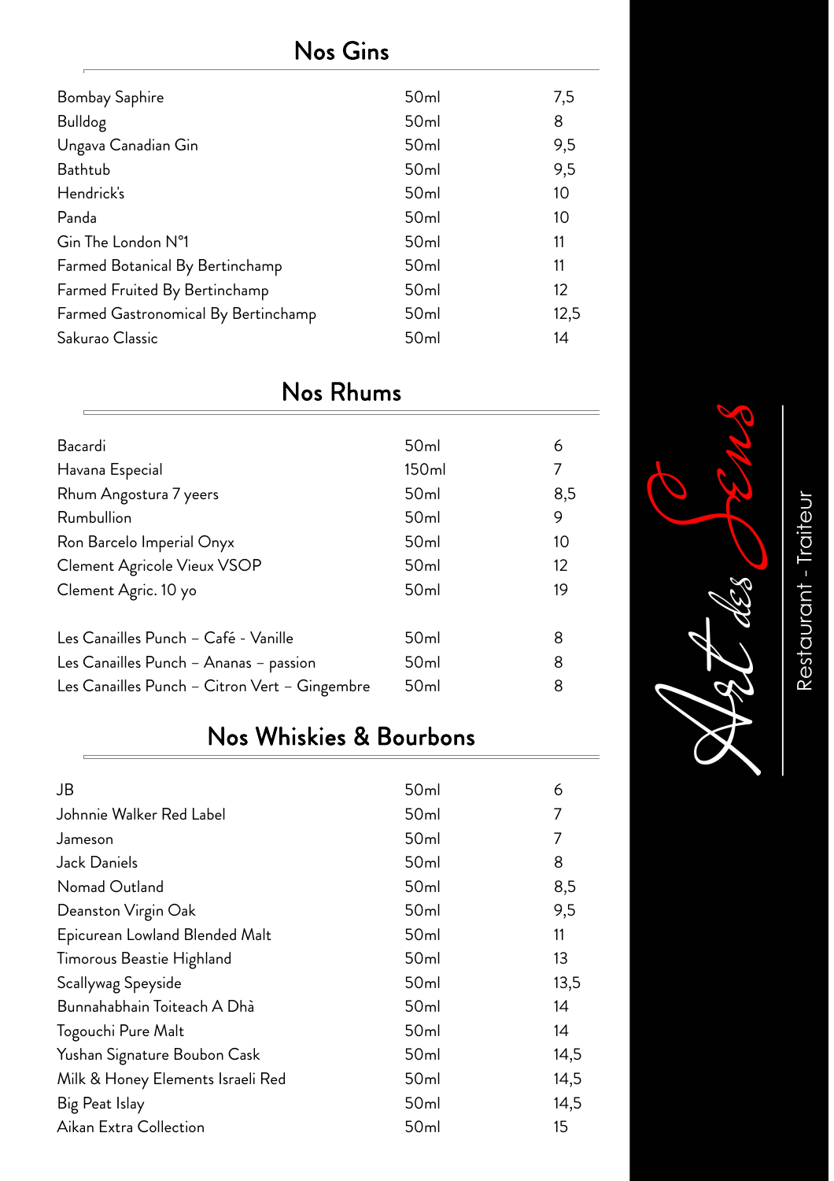## Nos Gins

| | | |
|---|---|---|
| Bombay Saphire | 50ml | 7,5 |
| Bulldog | 50ml | 8 |
| Ungava Canadian Gin | 50ml | 9,5 |
| Bathtub | 50ml | 9,5 |
| Hendrick's | 50ml | 10 |
| Panda | 50ml | 10 |
| Gin The London N°1 | 50ml | 11 |
| Farmed Botanical By Bertinchamp | 50ml | 11 |
| Farmed Fruited By Bertinchamp | 50ml | 12 |
| Farmed Gastronomical By Bertinchamp | 50ml | 12,5 |
| Sakurao Classic | 50ml | 14 |

## Nos Rhums

| | | |
|---|---|---|
| Bacardi | 50ml | 6 |
| Havana Especial | 150ml | 7 |
| Rhum Angostura 7 yeers | 50ml | 8,5 |
| Rumbullion | 50ml | 9 |
| Ron Barcelo Imperial Onyx | 50ml | 10 |
| Clement Agricole Vieux VSOP | 50ml | 12 |
| Clement Agric. 10 yo | 50ml | 19 |
| | | |
| Les Canailles Punch – Café - Vanille | 50ml | 8 |
| Les Canailles Punch – Ananas – passion | 50ml | 8 |
| Les Canailles Punch – Citron Vert – Gingembre | 50ml | 8 |

## Nos Whiskies & Bourbons

| | | |
|---|---|---|
| JB | 50ml | 6 |
| Johnnie Walker Red Label | 50ml | 7 |
| Jameson | 50ml | 7 |
| Jack Daniels | 50ml | 8 |
| Nomad Outland | 50ml | 8,5 |
| Deanston Virgin Oak | 50ml | 9,5 |
| Epicurean Lowland Blended Malt | 50ml | 11 |
| Timorous Beastie Highland | 50ml | 13 |
| Scallywag Speyside | 50ml | 13,5 |
| Bunnahabhain Toiteach A Dhà | 50ml | 14 |
| Togouchi Pure Malt | 50ml | 14 |
| Yushan Signature Boubon Cask | 50ml | 14,5 |
| Milk & Honey Elements Israeli Red | 50ml | 14,5 |
| Big Peat Islay | 50ml | 14,5 |
| Aikan Extra Collection | 50ml | 15 |

Art des Sens

Restaurant - Traiteur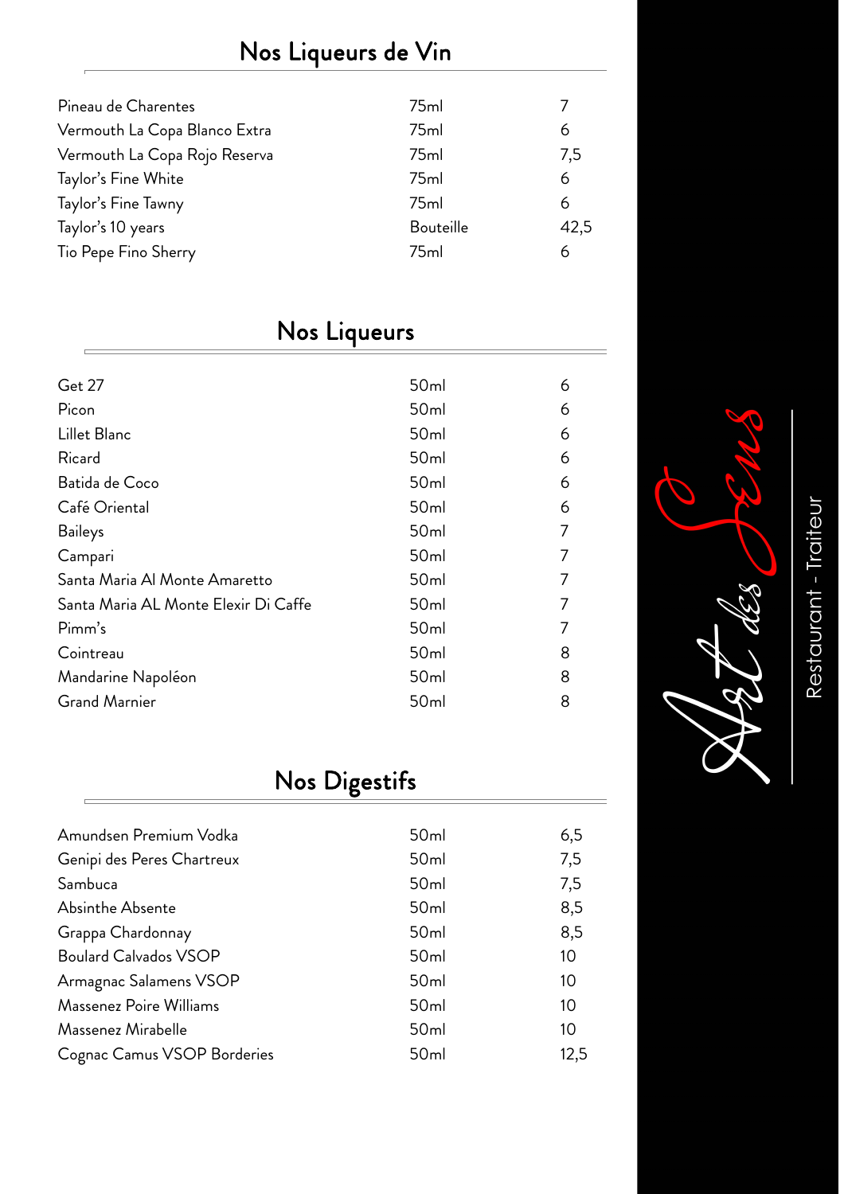## Nos Liqueurs de Vin

| | | |
|---|---|---|
| Pineau de Charentes | 75ml | 7 |
| Vermouth La Copa Blanco Extra | 75ml | 6 |
| Vermouth La Copa Rojo Reserva | 75ml | 7,5 |
| Taylor's Fine White | 75ml | 6 |
| Taylor's Fine Tawny | 75ml | 6 |
| Taylor's 10 years | Bouteille | 42,5 |
| Tio Pepe Fino Sherry | 75ml | 6 |

## Nos Liqueurs

| | | |
|---|---|---|
| Get 27 | 50ml | 6 |
| Picon | 50ml | 6 |
| Lillet Blanc | 50ml | 6 |
| Ricard | 50ml | 6 |
| Batida de Coco | 50ml | 6 |
| Café Oriental | 50ml | 6 |
| Baileys | 50ml | 7 |
| Campari | 50ml | 7 |
| Santa Maria Al Monte Amaretto | 50ml | 7 |
| Santa Maria AL Monte Elexir Di Caffe | 50ml | 7 |
| Pimm's | 50ml | 7 |
| Cointreau | 50ml | 8 |
| Mandarine Napoléon | 50ml | 8 |
| Grand Marnier | 50ml | 8 |

## Nos Digestifs

| | | |
|---|---|---|
| Amundsen Premium Vodka | 50ml | 6,5 |
| Genipi des Peres Chartreux | 50ml | 7,5 |
| Sambuca | 50ml | 7,5 |
| Absinthe Absente | 50ml | 8,5 |
| Grappa Chardonnay | 50ml | 8,5 |
| Boulard Calvados VSOP | 50ml | 10 |
| Armagnac Salamens VSOP | 50ml | 10 |
| Massenez Poire Williams | 50ml | 10 |
| Massenez Mirabelle | 50ml | 10 |
| Cognac Camus VSOP Borderies | 50ml | 12,5 |

Art des Sens

Restaurant - Traiteur